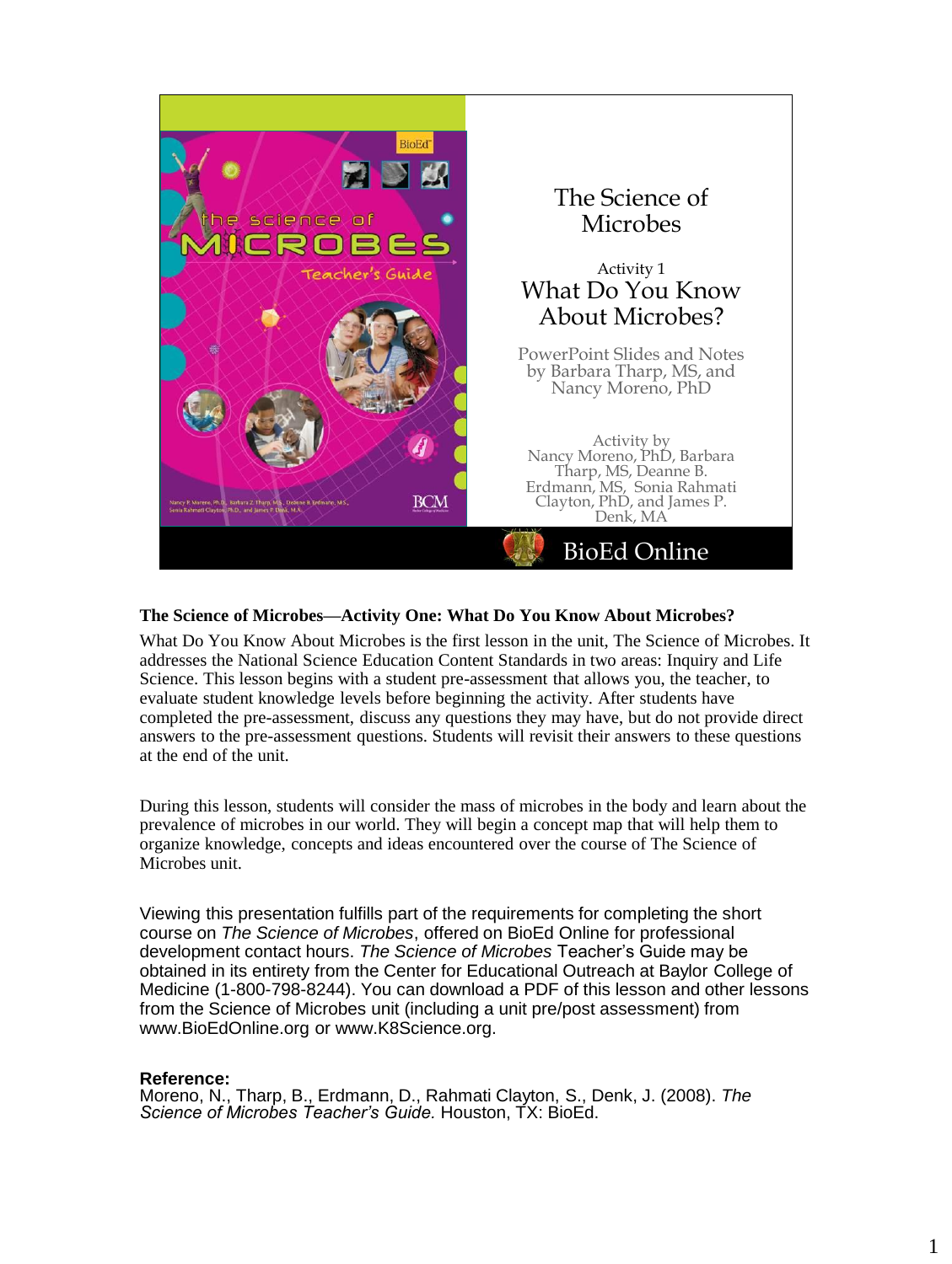The Science of Microbes

Activity 1

What Do You Know About Microbes?

PowerPoint Slides and Notes by Barbara Tharp, MS, and Nancy Moreno, PhD

Activity by Nancy Moreno, PhD, Barbara Tharp, MS, Deanne B. Erdmann, MS, Sonia Rahmati Clayton, PhD, and James P. Denk, MA

BioEd Online

**The Science of Microbes—Activity One: What Do You Know About Microbes?**

What Do You Know About Microbes is the first lesson in the unit, The Science of Microbes. It addresses the National Science Education Content Standards in two areas: Inquiry and Life Science. This lesson begins with a student pre-assessment that allows you, the teacher, to evaluate student knowledge levels before beginning the activity. After students have completed the pre-assessment, discuss any questions they may have, but do not provide direct answers to the pre-assessment questions. Students will revisit their answers to these questions at the end of the unit.

During this lesson, students will consider the mass of microbes in the body and learn about the prevalence of microbes in our world. They will begin a concept map that will help them to organize knowledge, concepts and ideas encountered over the course of The Science of Microbes unit.

Viewing this presentation fulfills part of the requirements for completing the short course on *The Science of Microbes*, offered on BioEd Online for professional development contact hours. *The Science of Microbes* Teacher's Guide may be obtained in its entirety from the Center for Educational Outreach at Baylor College of Medicine (1-800-798-8244). You can download a PDF of this lesson and other lessons from the Science of Microbes unit (including a unit pre/post assessment) from www.BioEdOnline.org or www.K8Science.org.

**Reference:**
Moreno, N., Tharp, B., Erdmann, D., Rahmati Clayton, S., Denk, J. (2008). *The Science of Microbes Teacher's Guide.* Houston, TX: BioEd.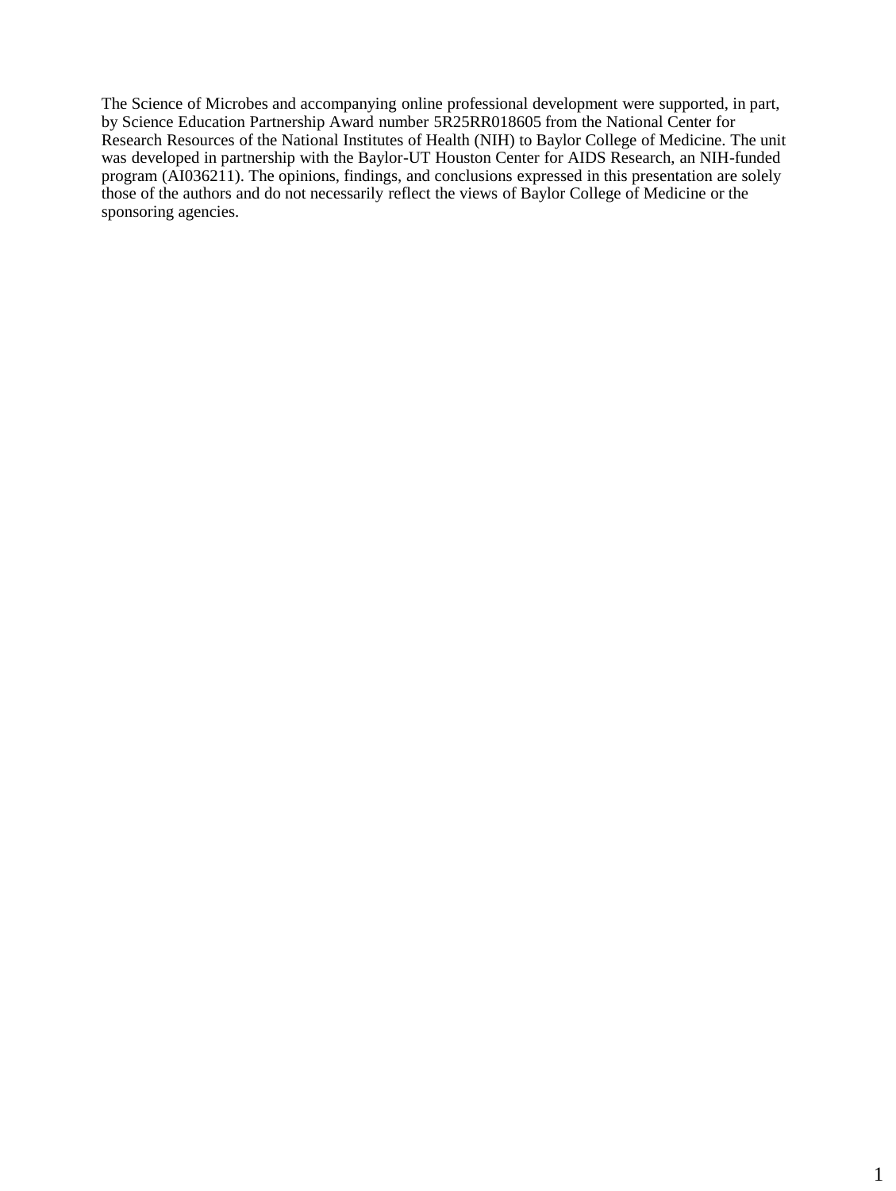The Science of Microbes and accompanying online professional development were supported, in part, by Science Education Partnership Award number 5R25RR018605 from the National Center for Research Resources of the National Institutes of Health (NIH) to Baylor College of Medicine. The unit was developed in partnership with the Baylor-UT Houston Center for AIDS Research, an NIH-funded program (AI036211). The opinions, findings, and conclusions expressed in this presentation are solely those of the authors and do not necessarily reflect the views of Baylor College of Medicine or the sponsoring agencies.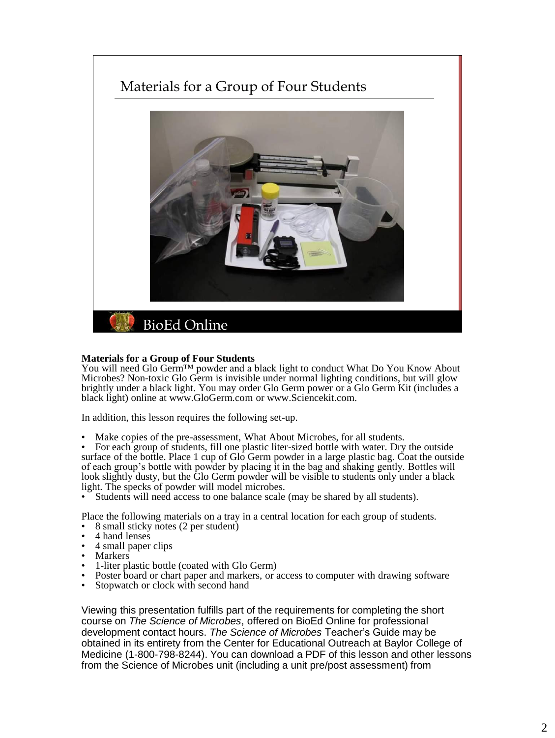## Materials for a Group of Four Students

BioEd Online

**Materials for a Group of Four Students**
You will need Glo Germ™ powder and a black light to conduct What Do You Know About Microbes? Non-toxic Glo Germ is invisible under normal lighting conditions, but will glow brightly under a black light. You may order Glo Germ power or a Glo Germ Kit (includes a black light) online at www.GloGerm.com or www.Sciencekit.com.

In addition, this lesson requires the following set-up.

- Make copies of the pre-assessment, What About Microbes, for all students.
- For each group of students, fill one plastic liter-sized bottle with water. Dry the outside surface of the bottle. Place 1 cup of Glo Germ powder in a large plastic bag. Coat the outside of each group's bottle with powder by placing it in the bag and shaking gently. Bottles will look slightly dusty, but the Glo Germ powder will be visible to students only under a black light. The specks of powder will model microbes.
- Students will need access to one balance scale (may be shared by all students).

Place the following materials on a tray in a central location for each group of students.

- 8 small sticky notes (2 per student)
- 4 hand lenses
- 4 small paper clips
- Markers
- 1-liter plastic bottle (coated with Glo Germ)
- Poster board or chart paper and markers, or access to computer with drawing software
- Stopwatch or clock with second hand

Viewing this presentation fulfills part of the requirements for completing the short course on *The Science of Microbes*, offered on BioEd Online for professional development contact hours. *The Science of Microbes* Teacher's Guide may be obtained in its entirety from the Center for Educational Outreach at Baylor College of Medicine (1-800-798-8244). You can download a PDF of this lesson and other lessons from the Science of Microbes unit (including a unit pre/post assessment) from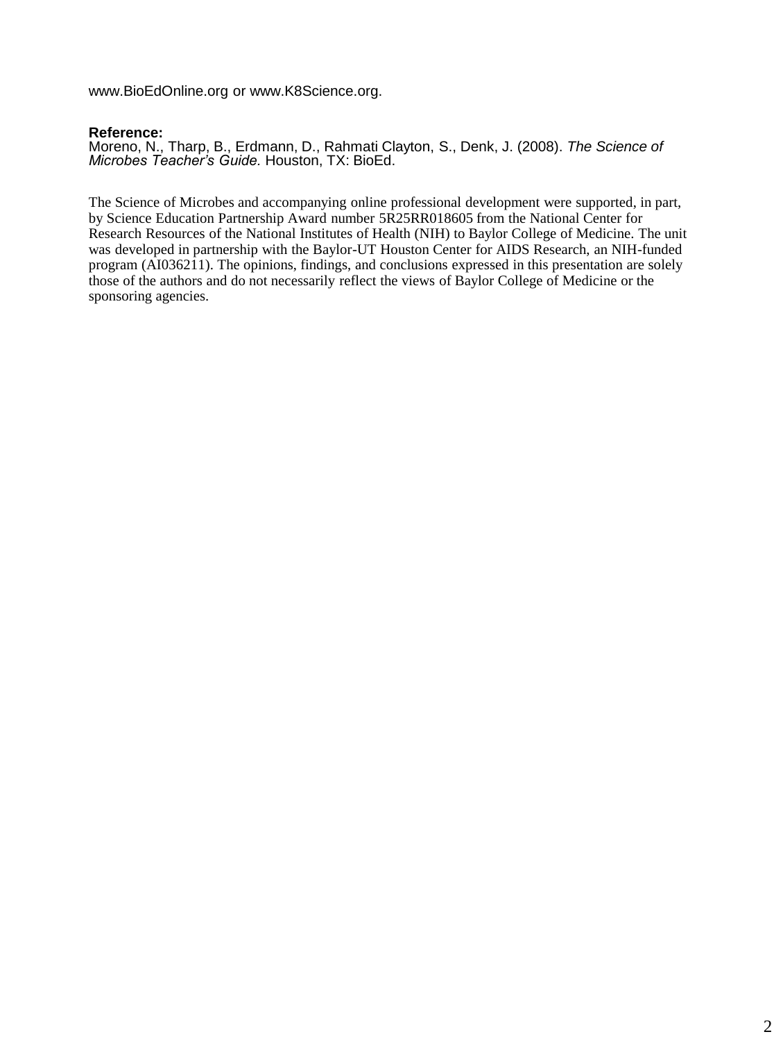www.BioEdOnline.org or www.K8Science.org.

**Reference:**
Moreno, N., Tharp, B., Erdmann, D., Rahmati Clayton, S., Denk, J. (2008). *The Science of Microbes Teacher's Guide.* Houston, TX: BioEd.

The Science of Microbes and accompanying online professional development were supported, in part, by Science Education Partnership Award number 5R25RR018605 from the National Center for Research Resources of the National Institutes of Health (NIH) to Baylor College of Medicine. The unit was developed in partnership with the Baylor-UT Houston Center for AIDS Research, an NIH-funded program (AI036211). The opinions, findings, and conclusions expressed in this presentation are solely those of the authors and do not necessarily reflect the views of Baylor College of Medicine or the sponsoring agencies.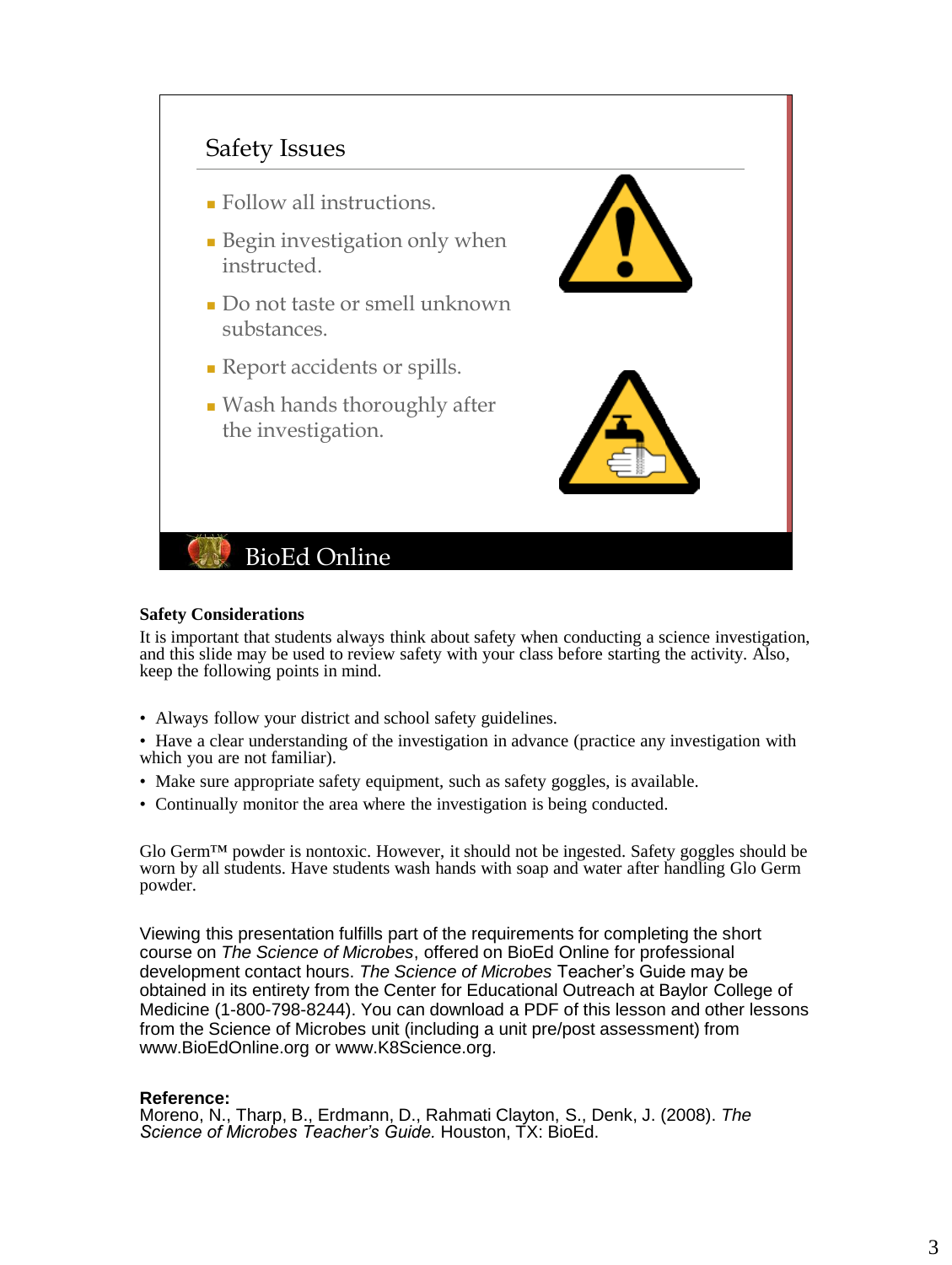## Safety Issues

- Follow all instructions.
- Begin investigation only when instructed.
- Do not taste or smell unknown substances.
- Report accidents or spills.
- Wash hands thoroughly after the investigation.

BioEd Online

**Safety Considerations**

It is important that students always think about safety when conducting a science investigation, and this slide may be used to review safety with your class before starting the activity. Also, keep the following points in mind.

- Always follow your district and school safety guidelines.
- Have a clear understanding of the investigation in advance (practice any investigation with which you are not familiar).
- Make sure appropriate safety equipment, such as safety goggles, is available.
- Continually monitor the area where the investigation is being conducted.

Glo Germ™ powder is nontoxic. However, it should not be ingested. Safety goggles should be worn by all students. Have students wash hands with soap and water after handling Glo Germ powder.

Viewing this presentation fulfills part of the requirements for completing the short course on *The Science of Microbes*, offered on BioEd Online for professional development contact hours. *The Science of Microbes* Teacher's Guide may be obtained in its entirety from the Center for Educational Outreach at Baylor College of Medicine (1-800-798-8244). You can download a PDF of this lesson and other lessons from the Science of Microbes unit (including a unit pre/post assessment) from www.BioEdOnline.org or www.K8Science.org.

**Reference:**
Moreno, N., Tharp, B., Erdmann, D., Rahmati Clayton, S., Denk, J. (2008). *The Science of Microbes Teacher's Guide.* Houston, TX: BioEd.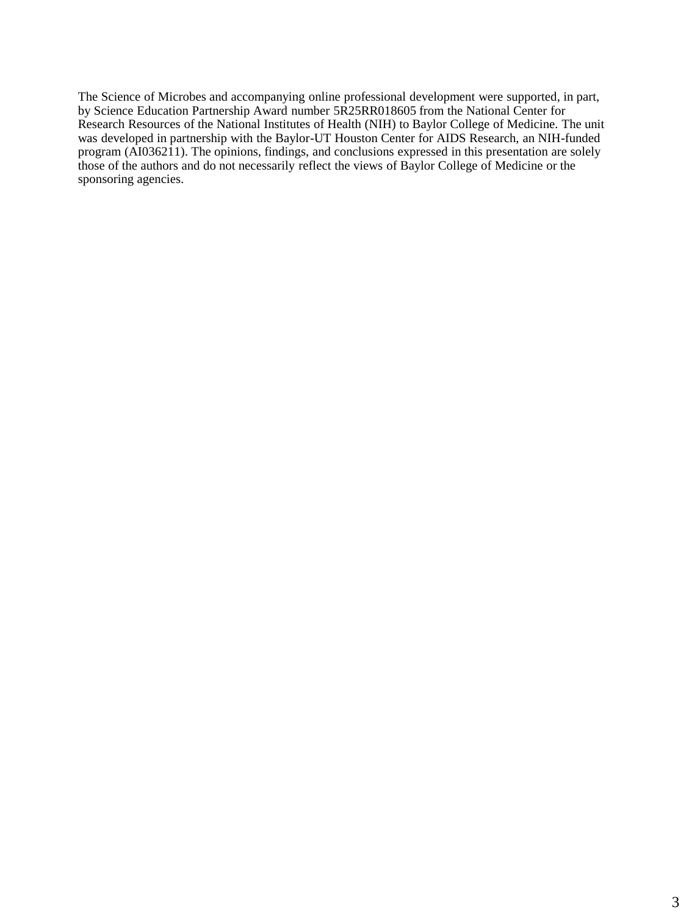The Science of Microbes and accompanying online professional development were supported, in part, by Science Education Partnership Award number 5R25RR018605 from the National Center for Research Resources of the National Institutes of Health (NIH) to Baylor College of Medicine. The unit was developed in partnership with the Baylor-UT Houston Center for AIDS Research, an NIH-funded program (AI036211). The opinions, findings, and conclusions expressed in this presentation are solely those of the authors and do not necessarily reflect the views of Baylor College of Medicine or the sponsoring agencies.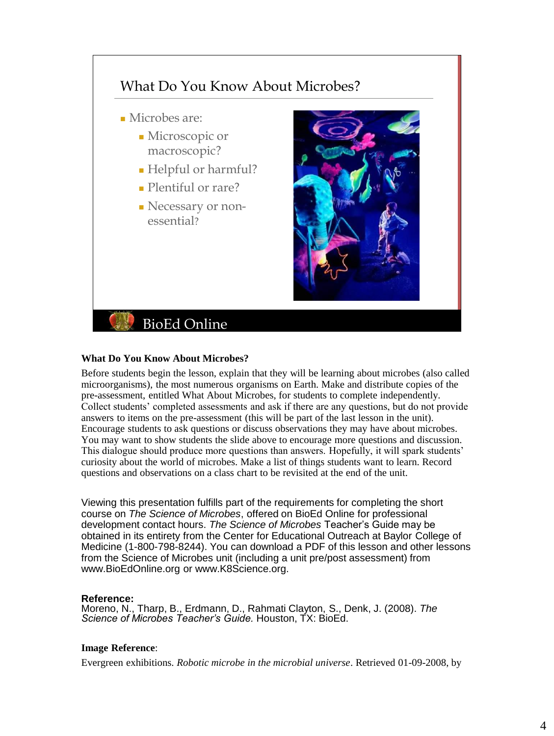## What Do You Know About Microbes?

- Microbes are:
  - Microscopic or macroscopic?
  - Helpful or harmful?
  - Plentiful or rare?
  - Necessary or non-essential?

BioEd Online

**What Do You Know About Microbes?**

Before students begin the lesson, explain that they will be learning about microbes (also called microorganisms), the most numerous organisms on Earth. Make and distribute copies of the pre-assessment, entitled What About Microbes, for students to complete independently. Collect students' completed assessments and ask if there are any questions, but do not provide answers to items on the pre-assessment (this will be part of the last lesson in the unit). Encourage students to ask questions or discuss observations they may have about microbes. You may want to show students the slide above to encourage more questions and discussion. This dialogue should produce more questions than answers. Hopefully, it will spark students' curiosity about the world of microbes. Make a list of things students want to learn. Record questions and observations on a class chart to be revisited at the end of the unit.

Viewing this presentation fulfills part of the requirements for completing the short course on *The Science of Microbes*, offered on BioEd Online for professional development contact hours. *The Science of Microbes* Teacher's Guide may be obtained in its entirety from the Center for Educational Outreach at Baylor College of Medicine (1-800-798-8244). You can download a PDF of this lesson and other lessons from the Science of Microbes unit (including a unit pre/post assessment) from www.BioEdOnline.org or www.K8Science.org.

**Reference:**
Moreno, N., Tharp, B., Erdmann, D., Rahmati Clayton, S., Denk, J. (2008). *The Science of Microbes Teacher's Guide.* Houston, TX: BioEd.

**Image Reference**:

Evergreen exhibitions. *Robotic microbe in the microbial universe*. Retrieved 01-09-2008, by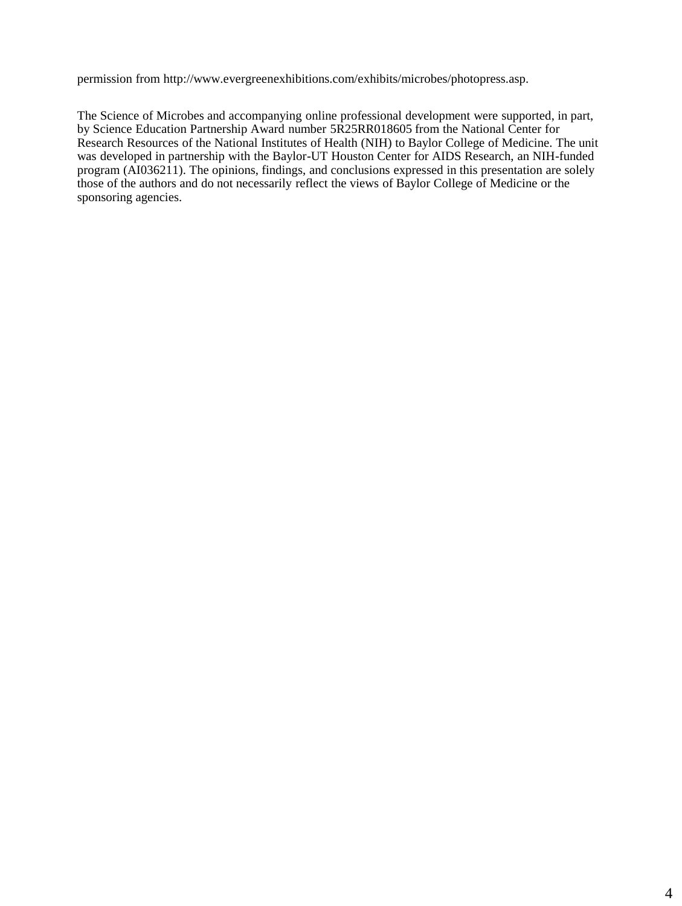permission from http://www.evergreenexhibitions.com/exhibits/microbes/photopress.asp.

The Science of Microbes and accompanying online professional development were supported, in part, by Science Education Partnership Award number 5R25RR018605 from the National Center for Research Resources of the National Institutes of Health (NIH) to Baylor College of Medicine. The unit was developed in partnership with the Baylor-UT Houston Center for AIDS Research, an NIH-funded program (AI036211). The opinions, findings, and conclusions expressed in this presentation are solely those of the authors and do not necessarily reflect the views of Baylor College of Medicine or the sponsoring agencies.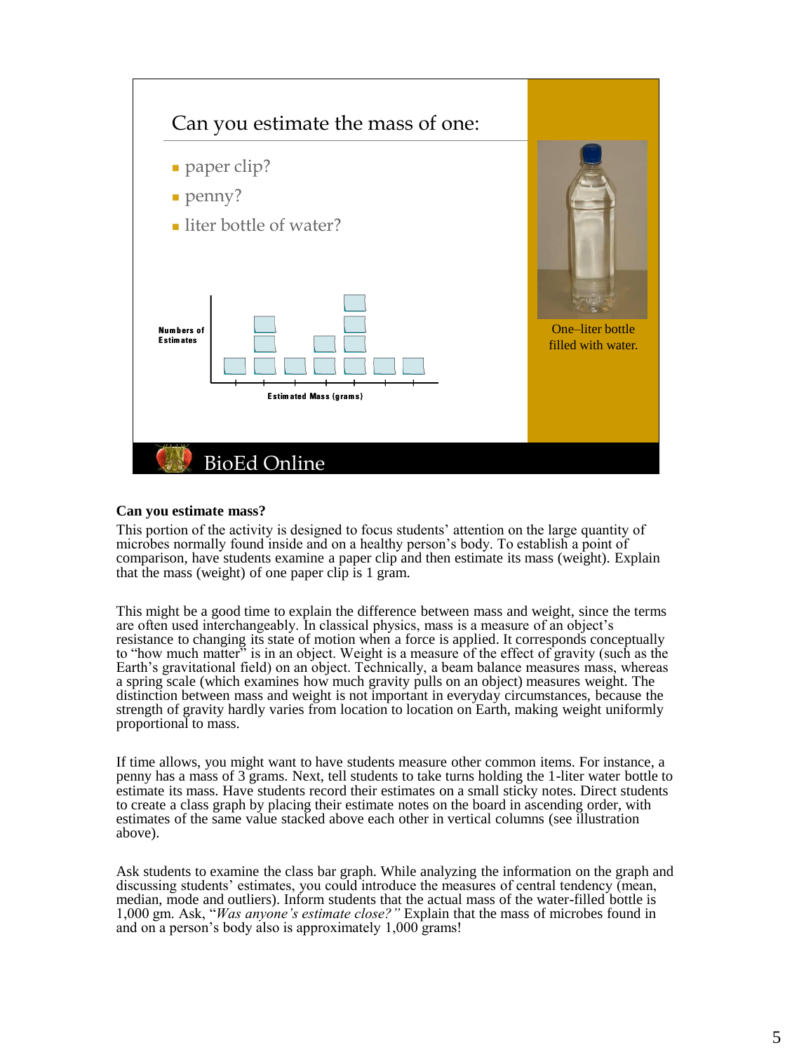## Can you estimate the mass of one:

- paper clip?
- penny?
- liter bottle of water?

Numbers of Estimates

Estimated Mass (grams)

One–liter bottle filled with water.

BioEd Online

**Can you estimate mass?**

This portion of the activity is designed to focus students' attention on the large quantity of microbes normally found inside and on a healthy person's body. To establish a point of comparison, have students examine a paper clip and then estimate its mass (weight). Explain that the mass (weight) of one paper clip is 1 gram.

This might be a good time to explain the difference between mass and weight, since the terms are often used interchangeably. In classical physics, mass is a measure of an object's resistance to changing its state of motion when a force is applied. It corresponds conceptually to "how much matter" is in an object. Weight is a measure of the effect of gravity (such as the Earth's gravitational field) on an object. Technically, a beam balance measures mass, whereas a spring scale (which examines how much gravity pulls on an object) measures weight. The distinction between mass and weight is not important in everyday circumstances, because the strength of gravity hardly varies from location to location on Earth, making weight uniformly proportional to mass.

If time allows, you might want to have students measure other common items. For instance, a penny has a mass of 3 grams. Next, tell students to take turns holding the 1-liter water bottle to estimate its mass. Have students record their estimates on a small sticky notes. Direct students to create a class graph by placing their estimate notes on the board in ascending order, with estimates of the same value stacked above each other in vertical columns (see illustration above).

Ask students to examine the class bar graph. While analyzing the information on the graph and discussing students' estimates, you could introduce the measures of central tendency (mean, median, mode and outliers). Inform students that the actual mass of the water-filled bottle is 1,000 gm. Ask, "*Was anyone's estimate close?"* Explain that the mass of microbes found in and on a person's body also is approximately 1,000 grams!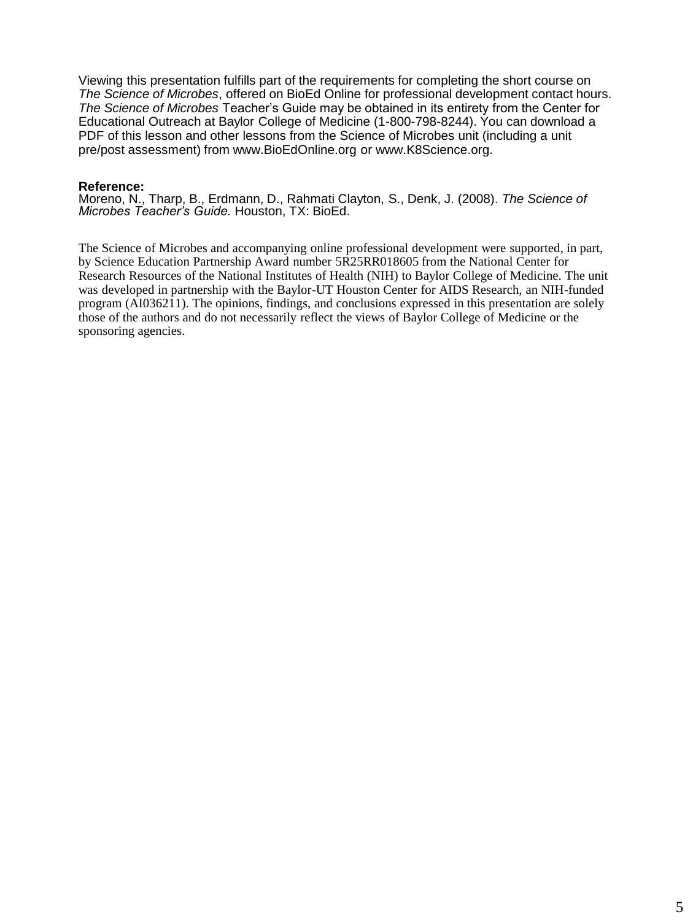Viewing this presentation fulfills part of the requirements for completing the short course on *The Science of Microbes*, offered on BioEd Online for professional development contact hours. *The Science of Microbes* Teacher's Guide may be obtained in its entirety from the Center for Educational Outreach at Baylor College of Medicine (1-800-798-8244). You can download a PDF of this lesson and other lessons from the Science of Microbes unit (including a unit pre/post assessment) from www.BioEdOnline.org or www.K8Science.org.

**Reference:**
Moreno, N., Tharp, B., Erdmann, D., Rahmati Clayton, S., Denk, J. (2008). *The Science of Microbes Teacher's Guide.* Houston, TX: BioEd.

The Science of Microbes and accompanying online professional development were supported, in part, by Science Education Partnership Award number 5R25RR018605 from the National Center for Research Resources of the National Institutes of Health (NIH) to Baylor College of Medicine. The unit was developed in partnership with the Baylor-UT Houston Center for AIDS Research, an NIH-funded program (AI036211). The opinions, findings, and conclusions expressed in this presentation are solely those of the authors and do not necessarily reflect the views of Baylor College of Medicine or the sponsoring agencies.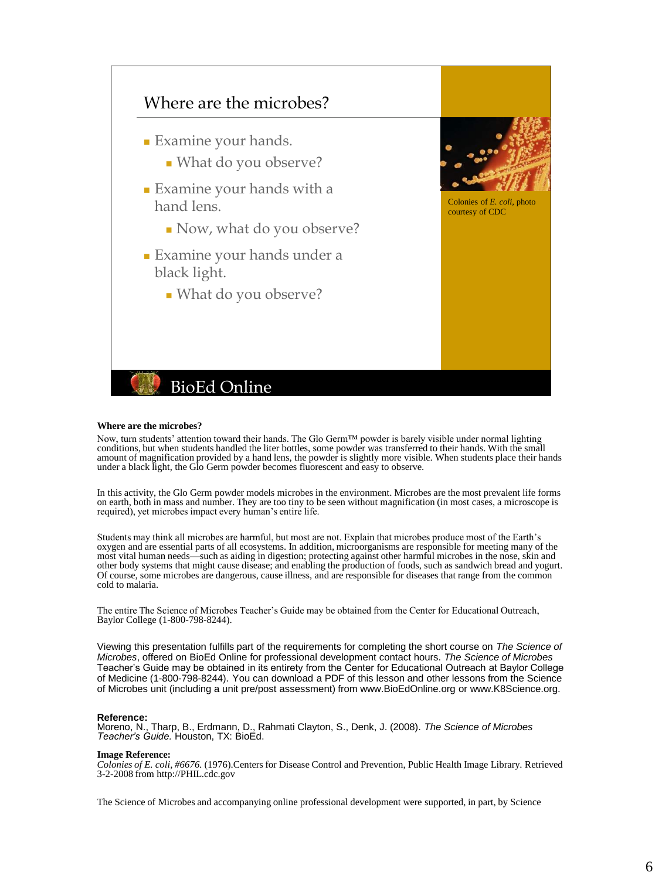## Where are the microbes?

- Examine your hands.
  - What do you observe?
- Examine your hands with a hand lens.
  - Now, what do you observe?
- Examine your hands under a black light.
  - What do you observe?

Colonies of *E. coli*, photo courtesy of CDC

BioEd Online

**Where are the microbes?**

Now, turn students' attention toward their hands. The Glo Germ™ powder is barely visible under normal lighting conditions, but when students handled the liter bottles, some powder was transferred to their hands. With the small amount of magnification provided by a hand lens, the powder is slightly more visible. When students place their hands under a black light, the Glo Germ powder becomes fluorescent and easy to observe.

In this activity, the Glo Germ powder models microbes in the environment. Microbes are the most prevalent life forms on earth, both in mass and number. They are too tiny to be seen without magnification (in most cases, a microscope is required), yet microbes impact every human's entire life.

Students may think all microbes are harmful, but most are not. Explain that microbes produce most of the Earth's oxygen and are essential parts of all ecosystems. In addition, microorganisms are responsible for meeting many of the most vital human needs—such as aiding in digestion; protecting against other harmful microbes in the nose, skin and other body systems that might cause disease; and enabling the production of foods, such as sandwich bread and yogurt. Of course, some microbes are dangerous, cause illness, and are responsible for diseases that range from the common cold to malaria.

The entire The Science of Microbes Teacher's Guide may be obtained from the Center for Educational Outreach, Baylor College (1-800-798-8244).

Viewing this presentation fulfills part of the requirements for completing the short course on *The Science of Microbes*, offered on BioEd Online for professional development contact hours. *The Science of Microbes* Teacher's Guide may be obtained in its entirety from the Center for Educational Outreach at Baylor College of Medicine (1-800-798-8244). You can download a PDF of this lesson and other lessons from the Science of Microbes unit (including a unit pre/post assessment) from www.BioEdOnline.org or www.K8Science.org.

**Reference:**
Moreno, N., Tharp, B., Erdmann, D., Rahmati Clayton, S., Denk, J. (2008). *The Science of Microbes Teacher's Guide.* Houston, TX: BioEd.

**Image Reference:**
*Colonies of E. coli, #6676.* (1976).Centers for Disease Control and Prevention, Public Health Image Library. Retrieved 3-2-2008 from http://PHIL.cdc.gov

The Science of Microbes and accompanying online professional development were supported, in part, by Science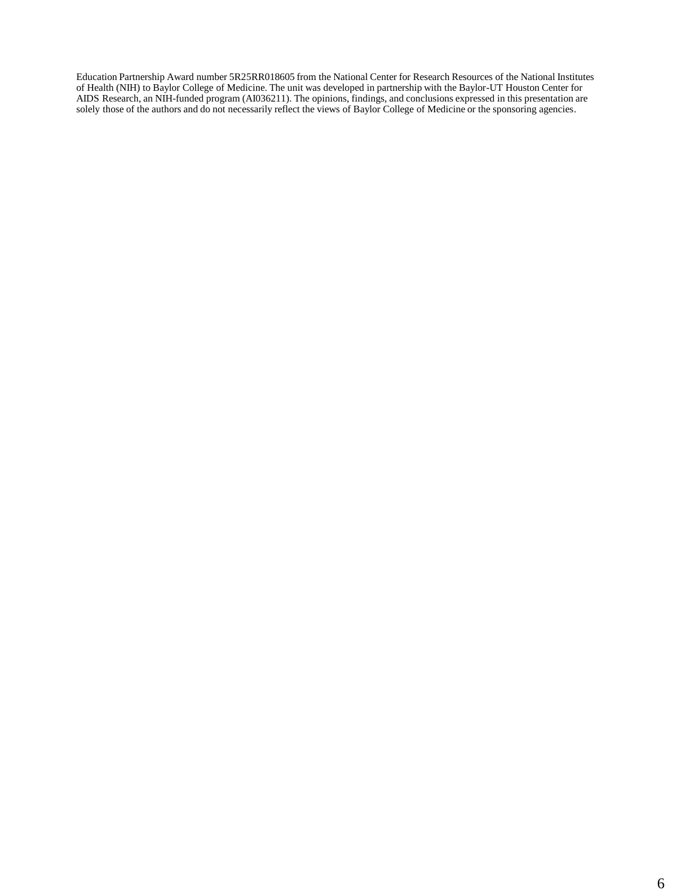Education Partnership Award number 5R25RR018605 from the National Center for Research Resources of the National Institutes of Health (NIH) to Baylor College of Medicine. The unit was developed in partnership with the Baylor-UT Houston Center for AIDS Research, an NIH-funded program (AI036211). The opinions, findings, and conclusions expressed in this presentation are solely those of the authors and do not necessarily reflect the views of Baylor College of Medicine or the sponsoring agencies.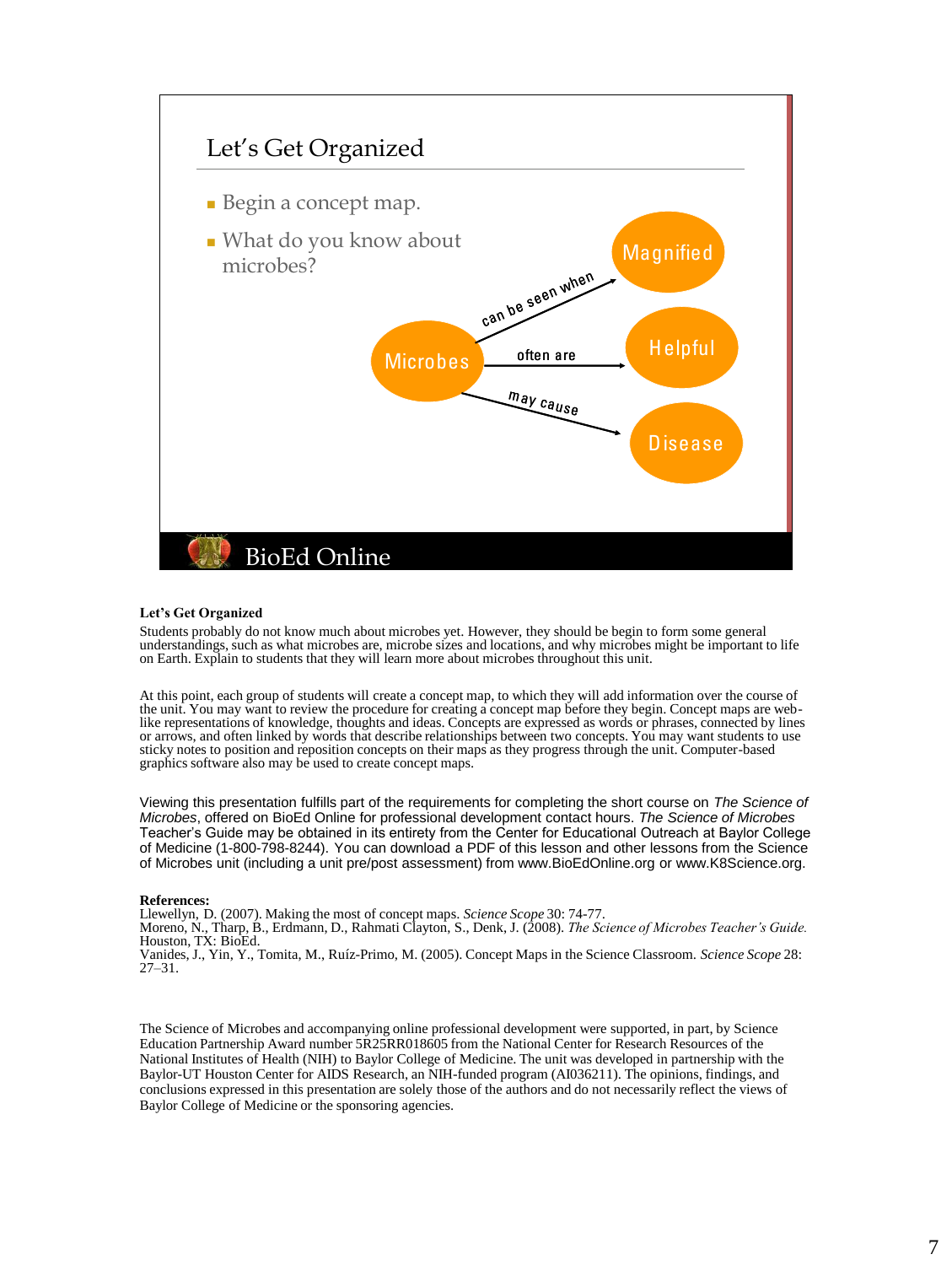## Let's Get Organized

- Begin a concept map.
- What do you know about microbes?

Microbes — can be seen when → Magnified

Microbes — often are → Helpful

Microbes — may cause → Disease

BioEd Online

**Let's Get Organized**

Students probably do not know much about microbes yet. However, they should be begin to form some general understandings, such as what microbes are, microbe sizes and locations, and why microbes might be important to life on Earth. Explain to students that they will learn more about microbes throughout this unit.

At this point, each group of students will create a concept map, to which they will add information over the course of the unit. You may want to review the procedure for creating a concept map before they begin. Concept maps are web-like representations of knowledge, thoughts and ideas. Concepts are expressed as words or phrases, connected by lines or arrows, and often linked by words that describe relationships between two concepts. You may want students to use sticky notes to position and reposition concepts on their maps as they progress through the unit. Computer-based graphics software also may be used to create concept maps.

Viewing this presentation fulfills part of the requirements for completing the short course on *The Science of Microbes*, offered on BioEd Online for professional development contact hours. *The Science of Microbes* Teacher's Guide may be obtained in its entirety from the Center for Educational Outreach at Baylor College of Medicine (1-800-798-8244). You can download a PDF of this lesson and other lessons from the Science of Microbes unit (including a unit pre/post assessment) from www.BioEdOnline.org or www.K8Science.org.

**References:**

Llewellyn, D. (2007). Making the most of concept maps. *Science Scope* 30: 74-77.
Moreno, N., Tharp, B., Erdmann, D., Rahmati Clayton, S., Denk, J. (2008). *The Science of Microbes Teacher's Guide.* Houston, TX: BioEd.
Vanides, J., Yin, Y., Tomita, M., Ruíz-Primo, M. (2005). Concept Maps in the Science Classroom. *Science Scope* 28: 27–31.

The Science of Microbes and accompanying online professional development were supported, in part, by Science Education Partnership Award number 5R25RR018605 from the National Center for Research Resources of the National Institutes of Health (NIH) to Baylor College of Medicine. The unit was developed in partnership with the Baylor-UT Houston Center for AIDS Research, an NIH-funded program (AI036211). The opinions, findings, and conclusions expressed in this presentation are solely those of the authors and do not necessarily reflect the views of Baylor College of Medicine or the sponsoring agencies.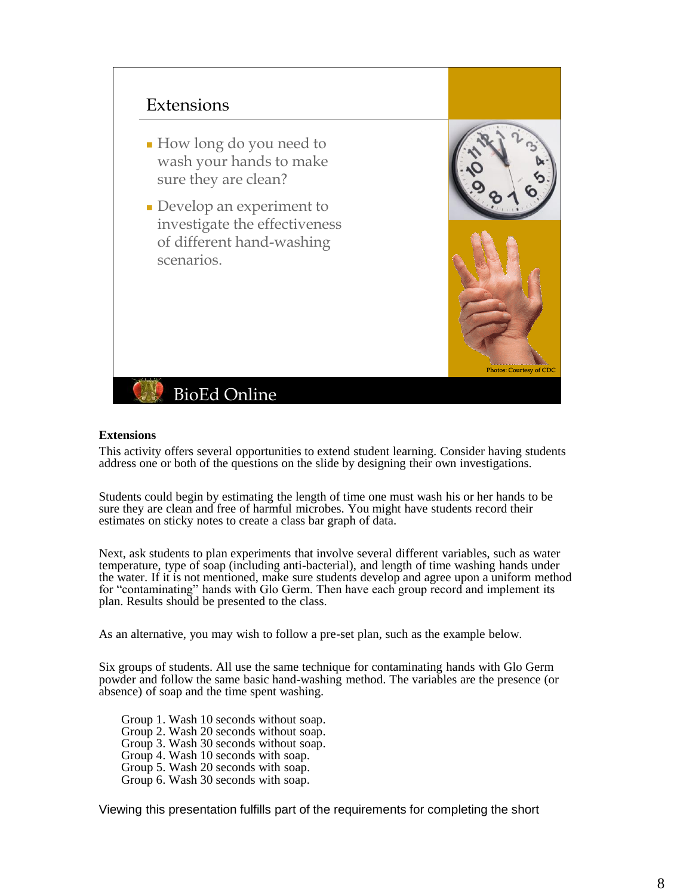## Extensions

- How long do you need to wash your hands to make sure they are clean?
- Develop an experiment to investigate the effectiveness of different hand-washing scenarios.

Photos: Courtesy of CDC

BioEd Online

**Extensions**

This activity offers several opportunities to extend student learning. Consider having students address one or both of the questions on the slide by designing their own investigations.

Students could begin by estimating the length of time one must wash his or her hands to be sure they are clean and free of harmful microbes. You might have students record their estimates on sticky notes to create a class bar graph of data.

Next, ask students to plan experiments that involve several different variables, such as water temperature, type of soap (including anti-bacterial), and length of time washing hands under the water. If it is not mentioned, make sure students develop and agree upon a uniform method for "contaminating" hands with Glo Germ. Then have each group record and implement its plan. Results should be presented to the class.

As an alternative, you may wish to follow a pre-set plan, such as the example below.

Six groups of students. All use the same technique for contaminating hands with Glo Germ powder and follow the same basic hand-washing method. The variables are the presence (or absence) of soap and the time spent washing.

Group 1. Wash 10 seconds without soap.
Group 2. Wash 20 seconds without soap.
Group 3. Wash 30 seconds without soap.
Group 4. Wash 10 seconds with soap.
Group 5. Wash 20 seconds with soap.
Group 6. Wash 30 seconds with soap.

Viewing this presentation fulfills part of the requirements for completing the short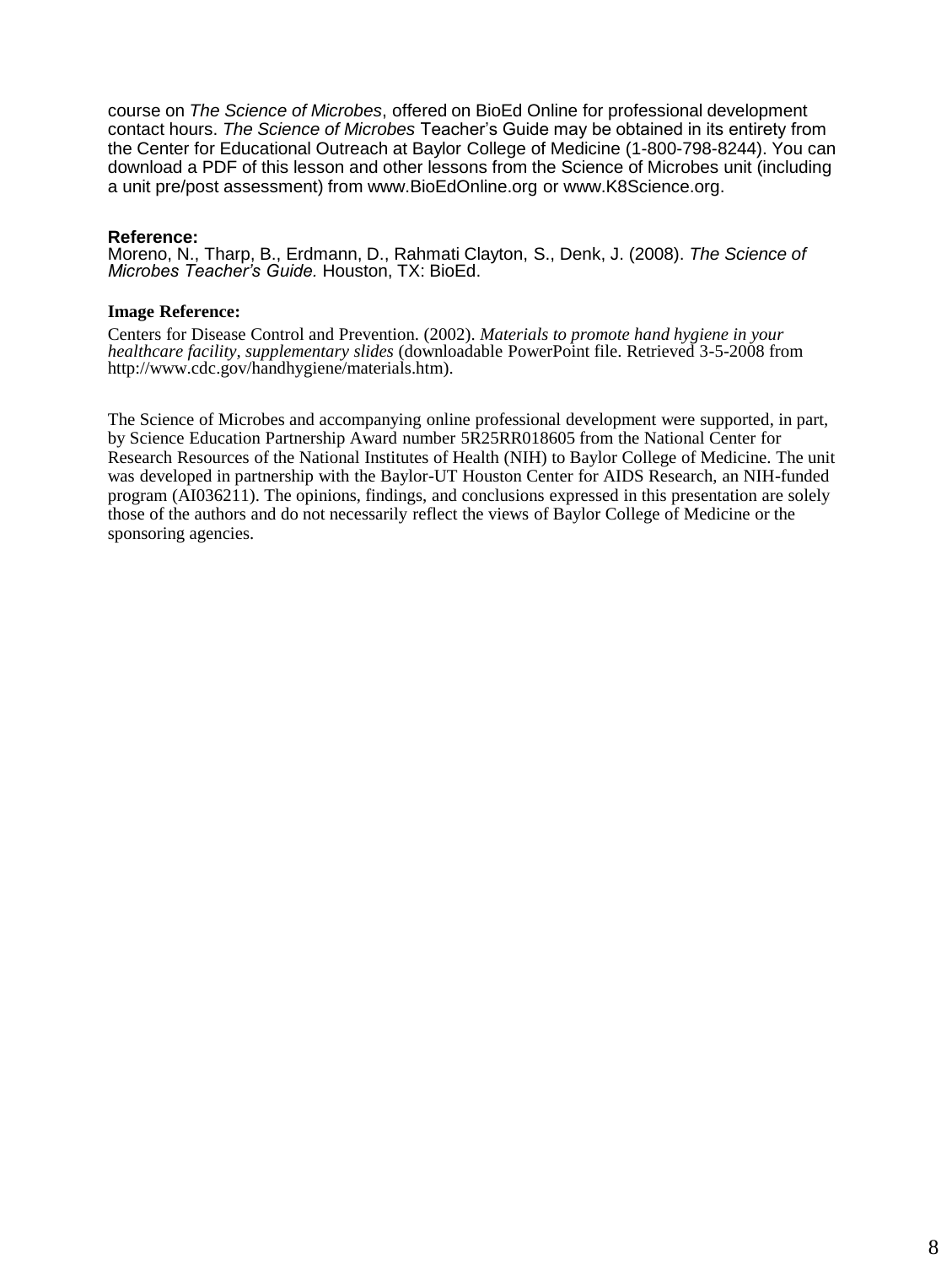course on *The Science of Microbes*, offered on BioEd Online for professional development contact hours. *The Science of Microbes* Teacher's Guide may be obtained in its entirety from the Center for Educational Outreach at Baylor College of Medicine (1-800-798-8244). You can download a PDF of this lesson and other lessons from the Science of Microbes unit (including a unit pre/post assessment) from www.BioEdOnline.org or www.K8Science.org.

**Reference:**
Moreno, N., Tharp, B., Erdmann, D., Rahmati Clayton, S., Denk, J. (2008). *The Science of Microbes Teacher's Guide.* Houston, TX: BioEd.

**Image Reference:**

Centers for Disease Control and Prevention. (2002). *Materials to promote hand hygiene in your healthcare facility, supplementary slides* (downloadable PowerPoint file. Retrieved 3-5-2008 from http://www.cdc.gov/handhygiene/materials.htm).

The Science of Microbes and accompanying online professional development were supported, in part, by Science Education Partnership Award number 5R25RR018605 from the National Center for Research Resources of the National Institutes of Health (NIH) to Baylor College of Medicine. The unit was developed in partnership with the Baylor-UT Houston Center for AIDS Research, an NIH-funded program (AI036211). The opinions, findings, and conclusions expressed in this presentation are solely those of the authors and do not necessarily reflect the views of Baylor College of Medicine or the sponsoring agencies.